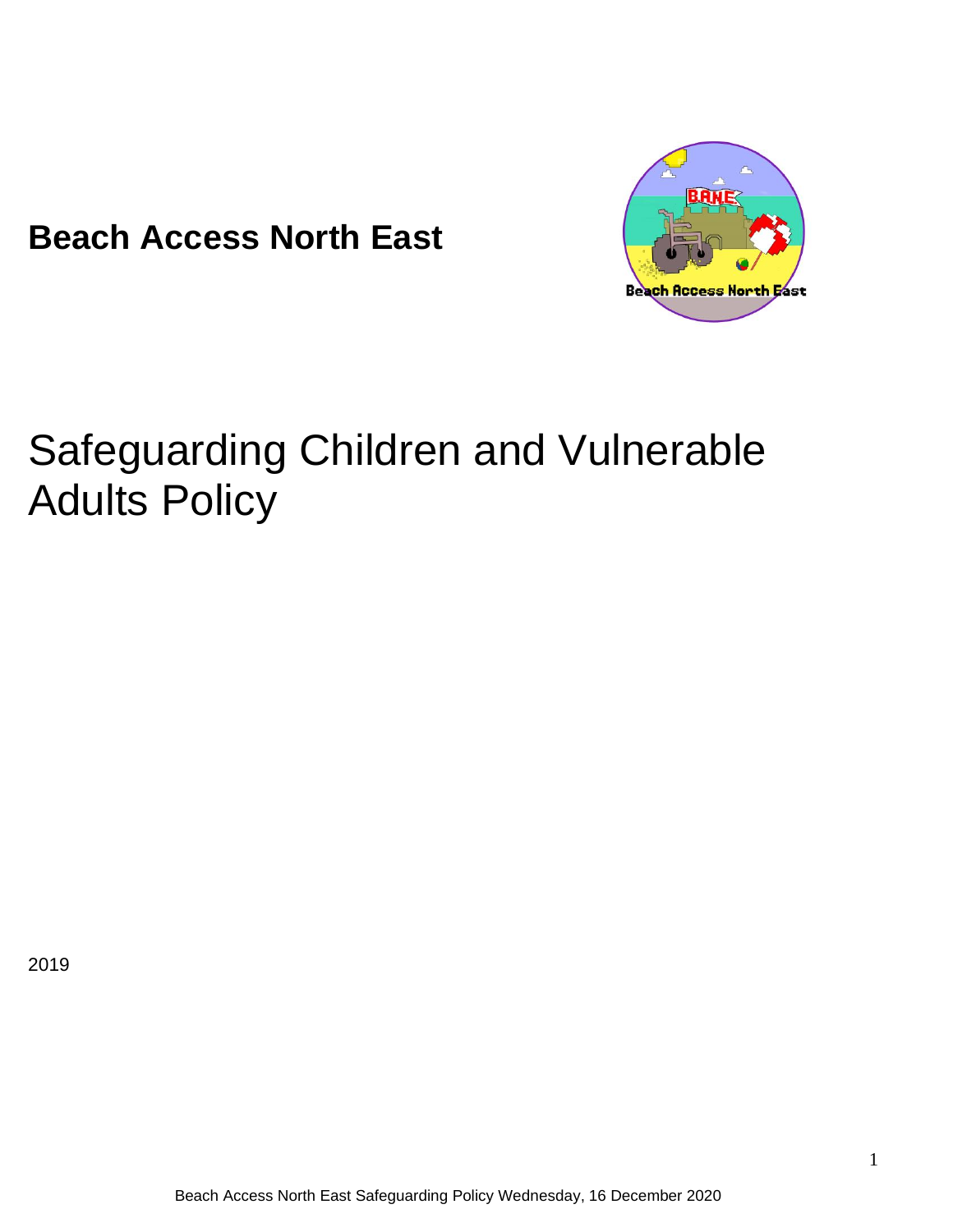**Beach Access North East**

# Safeguarding Children and Vulnerable Adults Policy

2019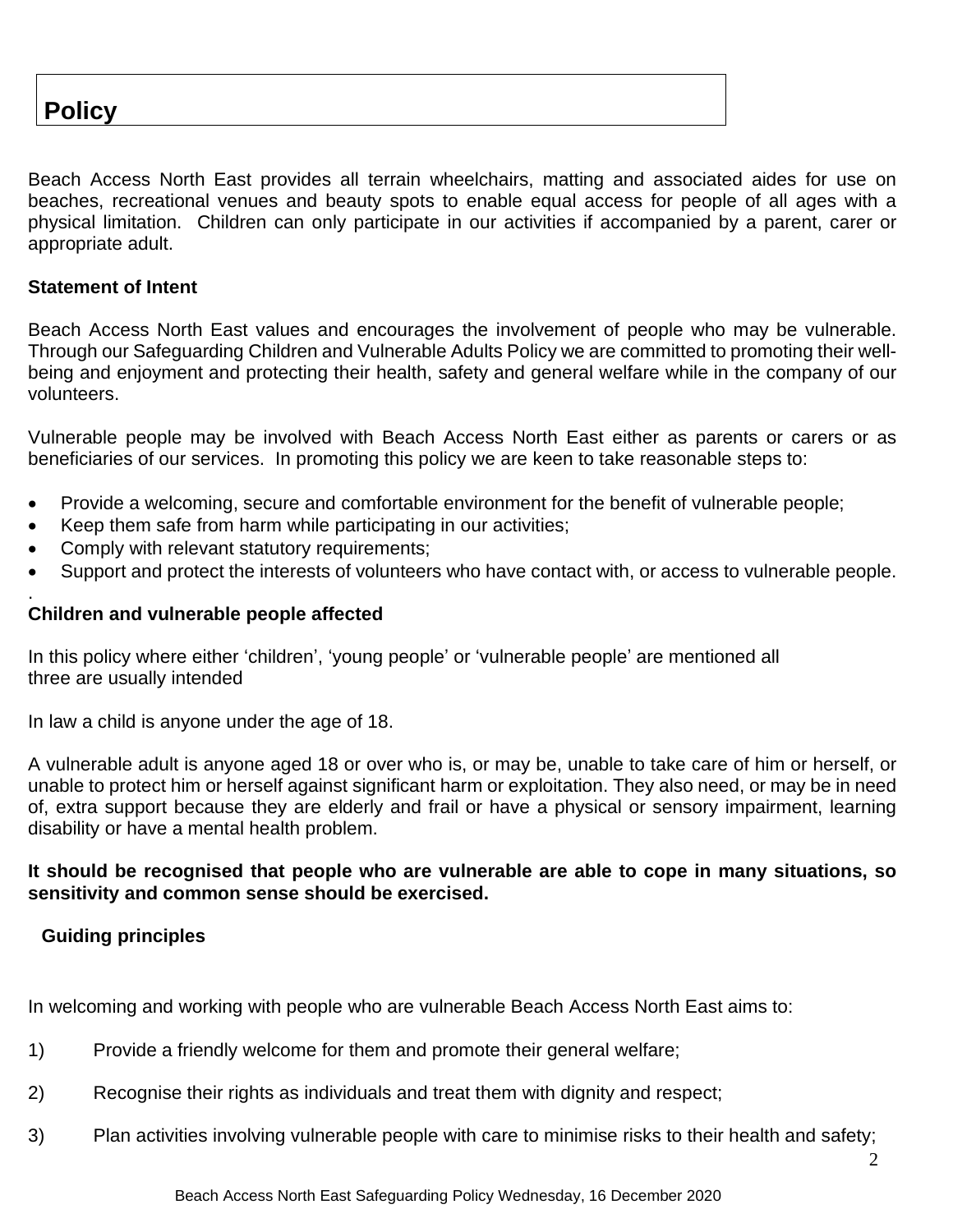# Policy

Beach Access North East provides all terrain wheelchairs, matting and associated aides for use on beaches, recreational venues and beauty spots to enable equal access for people of all ages with a physical limitation. Children can only participate in our activities if accompanied by a parent, carer or appropriate adult.

**Statement of Intent**

Beach Access North East values and encourages the involvement of people who may be vulnerable. Through our Safeguarding Children and Vulnerable Adults Policy we are committed to promoting their well-being and enjoyment and protecting their health, safety and general welfare while in the company of our volunteers.

Vulnerable people may be involved with Beach Access North East either as parents or carers or as beneficiaries of our services. In promoting this policy we are keen to take reasonable steps to:

- Provide a welcoming, secure and comfortable environment for the benefit of vulnerable people;
- Keep them safe from harm while participating in our activities;
- Comply with relevant statutory requirements;
- Support and protect the interests of volunteers who have contact with, or access to vulnerable people.

.

**Children and vulnerable people affected**

In this policy where either 'children', 'young people' or 'vulnerable people' are mentioned all three are usually intended

In law a child is anyone under the age of 18.

A vulnerable adult is anyone aged 18 or over who is, or may be, unable to take care of him or herself, or unable to protect him or herself against significant harm or exploitation. They also need, or may be in need of, extra support because they are elderly and frail or have a physical or sensory impairment, learning disability or have a mental health problem.

**It should be recognised that people who are vulnerable are able to cope in many situations, so sensitivity and common sense should be exercised.**

**Guiding principles**

In welcoming and working with people who are vulnerable Beach Access North East aims to:

1) Provide a friendly welcome for them and promote their general welfare;

2) Recognise their rights as individuals and treat them with dignity and respect;

3) Plan activities involving vulnerable people with care to minimise risks to their health and safety;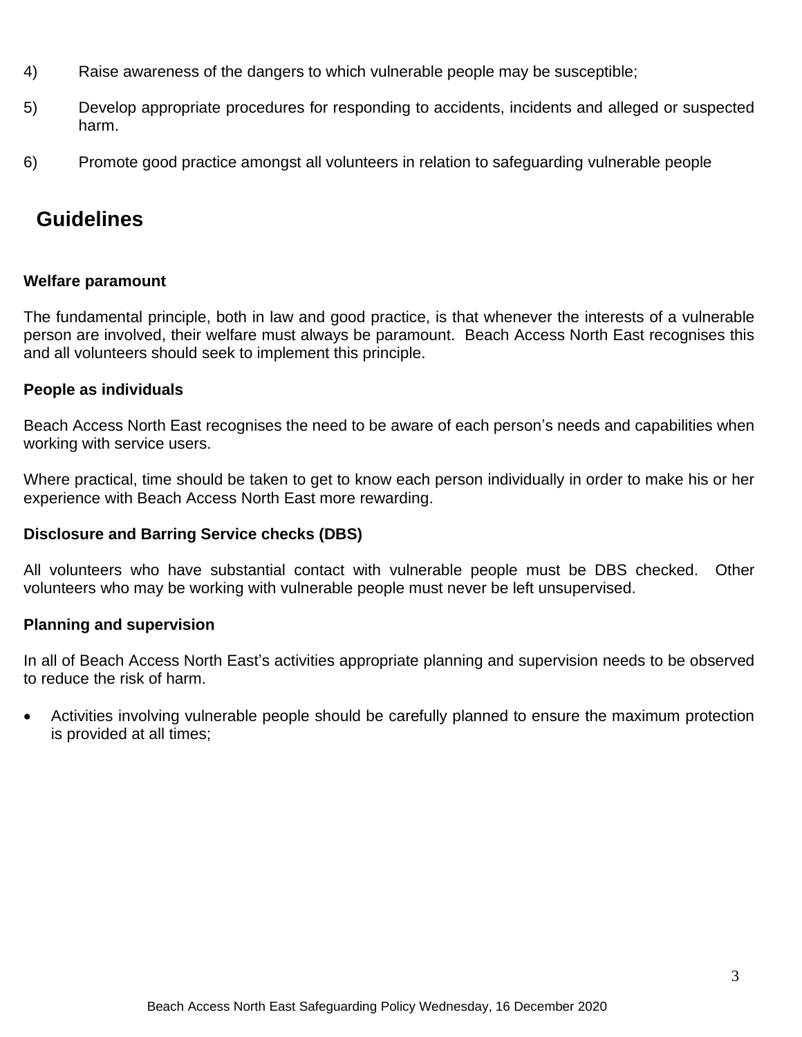4) Raise awareness of the dangers to which vulnerable people may be susceptible;

5) Develop appropriate procedures for responding to accidents, incidents and alleged or suspected harm.

6) Promote good practice amongst all volunteers in relation to safeguarding vulnerable people

## Guidelines

**Welfare paramount**

The fundamental principle, both in law and good practice, is that whenever the interests of a vulnerable person are involved, their welfare must always be paramount. Beach Access North East recognises this and all volunteers should seek to implement this principle.

**People as individuals**

Beach Access North East recognises the need to be aware of each person's needs and capabilities when working with service users.

Where practical, time should be taken to get to know each person individually in order to make his or her experience with Beach Access North East more rewarding.

**Disclosure and Barring Service checks (DBS)**

All volunteers who have substantial contact with vulnerable people must be DBS checked. Other volunteers who may be working with vulnerable people must never be left unsupervised.

**Planning and supervision**

In all of Beach Access North East's activities appropriate planning and supervision needs to be observed to reduce the risk of harm.

- Activities involving vulnerable people should be carefully planned to ensure the maximum protection is provided at all times;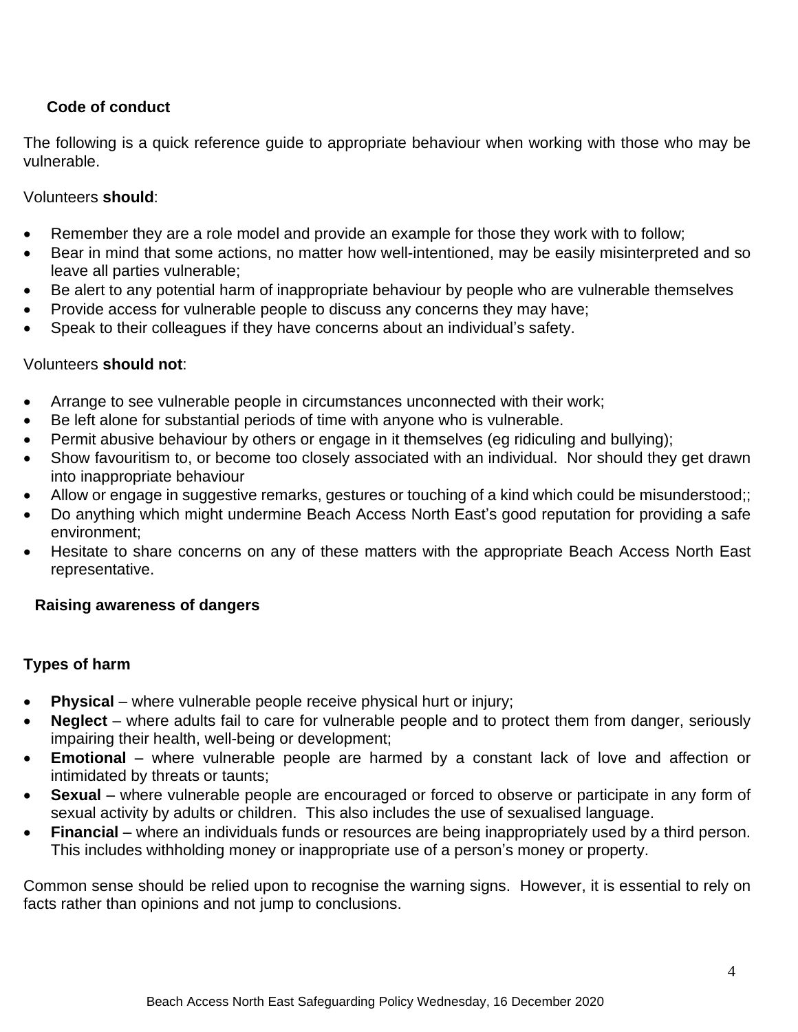### Code of conduct

The following is a quick reference guide to appropriate behaviour when working with those who may be vulnerable.

Volunteers **should**:

- Remember they are a role model and provide an example for those they work with to follow;
- Bear in mind that some actions, no matter how well-intentioned, may be easily misinterpreted and so leave all parties vulnerable;
- Be alert to any potential harm of inappropriate behaviour by people who are vulnerable themselves
- Provide access for vulnerable people to discuss any concerns they may have;
- Speak to their colleagues if they have concerns about an individual's safety.

Volunteers **should not**:

- Arrange to see vulnerable people in circumstances unconnected with their work;
- Be left alone for substantial periods of time with anyone who is vulnerable.
- Permit abusive behaviour by others or engage in it themselves (eg ridiculing and bullying);
- Show favouritism to, or become too closely associated with an individual. Nor should they get drawn into inappropriate behaviour
- Allow or engage in suggestive remarks, gestures or touching of a kind which could be misunderstood;;
- Do anything which might undermine Beach Access North East's good reputation for providing a safe environment;
- Hesitate to share concerns on any of these matters with the appropriate Beach Access North East representative.

### Raising awareness of dangers

### Types of harm

- **Physical** – where vulnerable people receive physical hurt or injury;
- **Neglect** – where adults fail to care for vulnerable people and to protect them from danger, seriously impairing their health, well-being or development;
- **Emotional** – where vulnerable people are harmed by a constant lack of love and affection or intimidated by threats or taunts;
- **Sexual** – where vulnerable people are encouraged or forced to observe or participate in any form of sexual activity by adults or children. This also includes the use of sexualised language.
- **Financial** – where an individuals funds or resources are being inappropriately used by a third person. This includes withholding money or inappropriate use of a person's money or property.

Common sense should be relied upon to recognise the warning signs. However, it is essential to rely on facts rather than opinions and not jump to conclusions.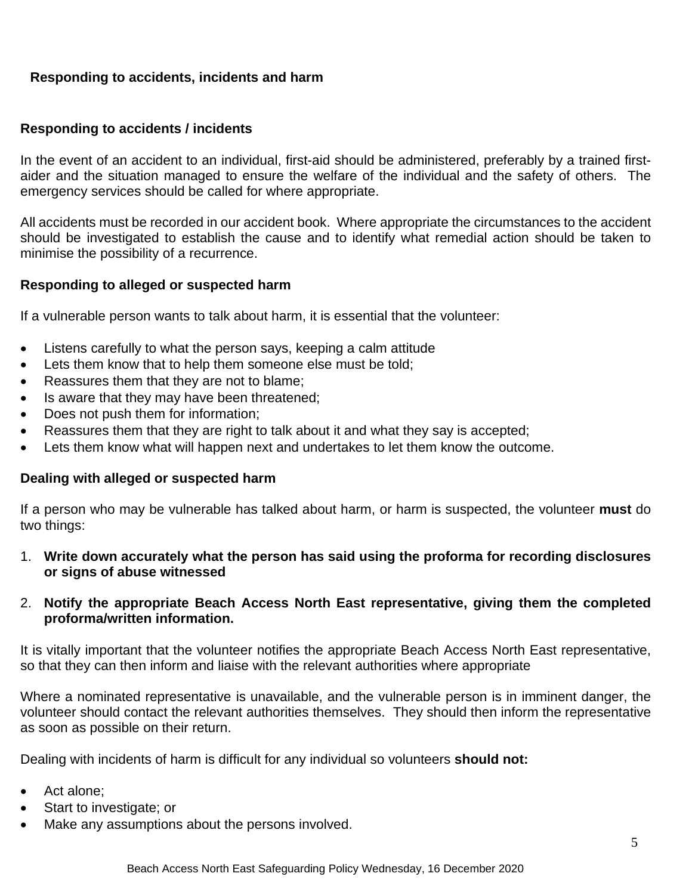## Responding to accidents, incidents and harm

### Responding to accidents / incidents

In the event of an accident to an individual, first-aid should be administered, preferably by a trained first-aider and the situation managed to ensure the welfare of the individual and the safety of others. The emergency services should be called for where appropriate.

All accidents must be recorded in our accident book. Where appropriate the circumstances to the accident should be investigated to establish the cause and to identify what remedial action should be taken to minimise the possibility of a recurrence.

### Responding to alleged or suspected harm

If a vulnerable person wants to talk about harm, it is essential that the volunteer:

- Listens carefully to what the person says, keeping a calm attitude
- Lets them know that to help them someone else must be told;
- Reassures them that they are not to blame;
- Is aware that they may have been threatened;
- Does not push them for information;
- Reassures them that they are right to talk about it and what they say is accepted;
- Lets them know what will happen next and undertakes to let them know the outcome.

### Dealing with alleged or suspected harm

If a person who may be vulnerable has talked about harm, or harm is suspected, the volunteer **must** do two things:

1. **Write down accurately what the person has said using the proforma for recording disclosures or signs of abuse witnessed**

2. **Notify the appropriate Beach Access North East representative, giving them the completed proforma/written information.**

It is vitally important that the volunteer notifies the appropriate Beach Access North East representative, so that they can then inform and liaise with the relevant authorities where appropriate

Where a nominated representative is unavailable, and the vulnerable person is in imminent danger, the volunteer should contact the relevant authorities themselves. They should then inform the representative as soon as possible on their return.

Dealing with incidents of harm is difficult for any individual so volunteers **should not:**

- Act alone;
- Start to investigate; or
- Make any assumptions about the persons involved.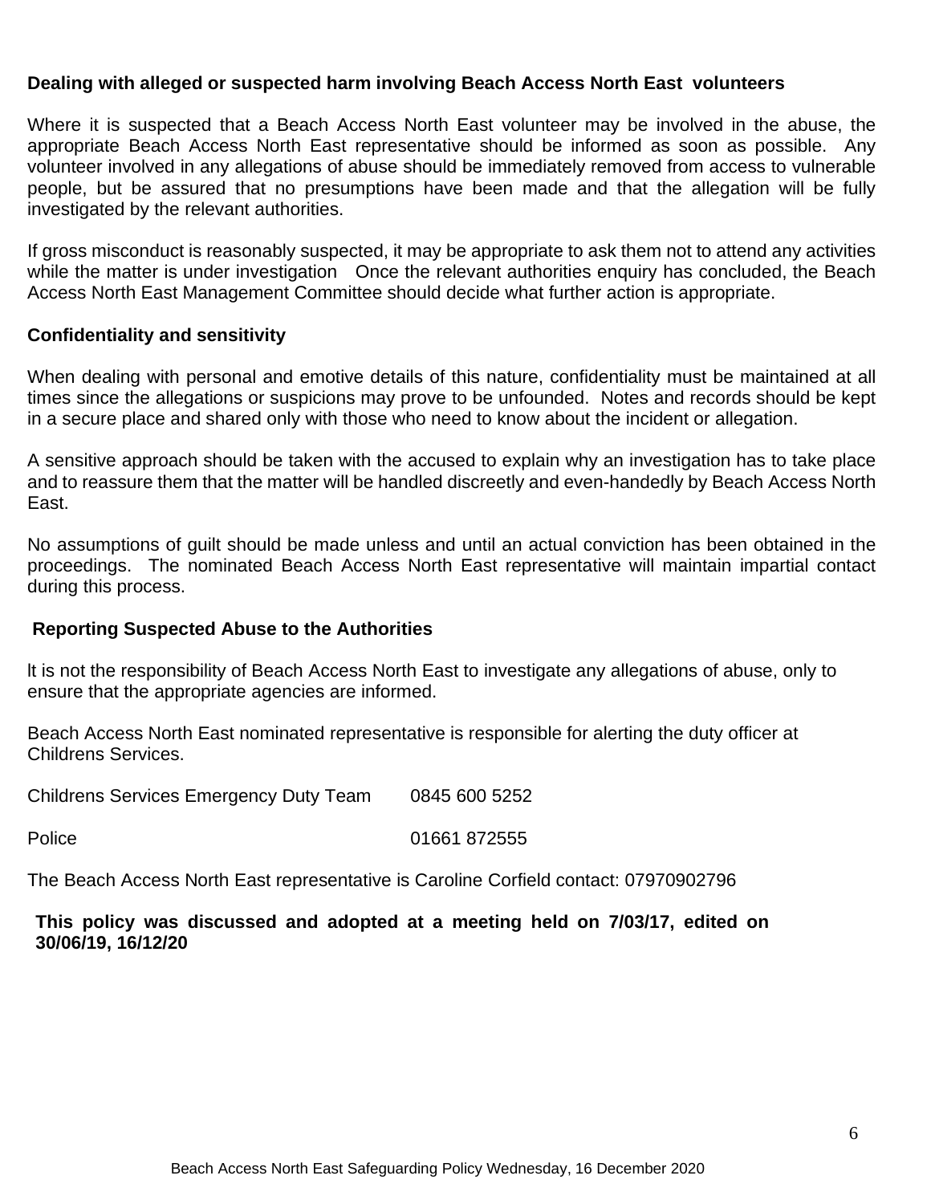**Dealing with alleged or suspected harm involving Beach Access North East volunteers**

Where it is suspected that a Beach Access North East volunteer may be involved in the abuse, the appropriate Beach Access North East representative should be informed as soon as possible. Any volunteer involved in any allegations of abuse should be immediately removed from access to vulnerable people, but be assured that no presumptions have been made and that the allegation will be fully investigated by the relevant authorities.

If gross misconduct is reasonably suspected, it may be appropriate to ask them not to attend any activities while the matter is under investigation Once the relevant authorities enquiry has concluded, the Beach Access North East Management Committee should decide what further action is appropriate.

**Confidentiality and sensitivity**

When dealing with personal and emotive details of this nature, confidentiality must be maintained at all times since the allegations or suspicions may prove to be unfounded. Notes and records should be kept in a secure place and shared only with those who need to know about the incident or allegation.

A sensitive approach should be taken with the accused to explain why an investigation has to take place and to reassure them that the matter will be handled discreetly and even-handedly by Beach Access North East.

No assumptions of guilt should be made unless and until an actual conviction has been obtained in the proceedings. The nominated Beach Access North East representative will maintain impartial contact during this process.

**Reporting Suspected Abuse to the Authorities**

lt is not the responsibility of Beach Access North East to investigate any allegations of abuse, only to ensure that the appropriate agencies are informed.

Beach Access North East nominated representative is responsible for alerting the duty officer at Childrens Services.

| | |
|---|---|
| Childrens Services Emergency Duty Team | 0845 600 5252 |
| Police | 01661 872555 |

The Beach Access North East representative is Caroline Corfield contact: 07970902796

**This policy was discussed and adopted at a meeting held on 7/03/17, edited on 30/06/19, 16/12/20**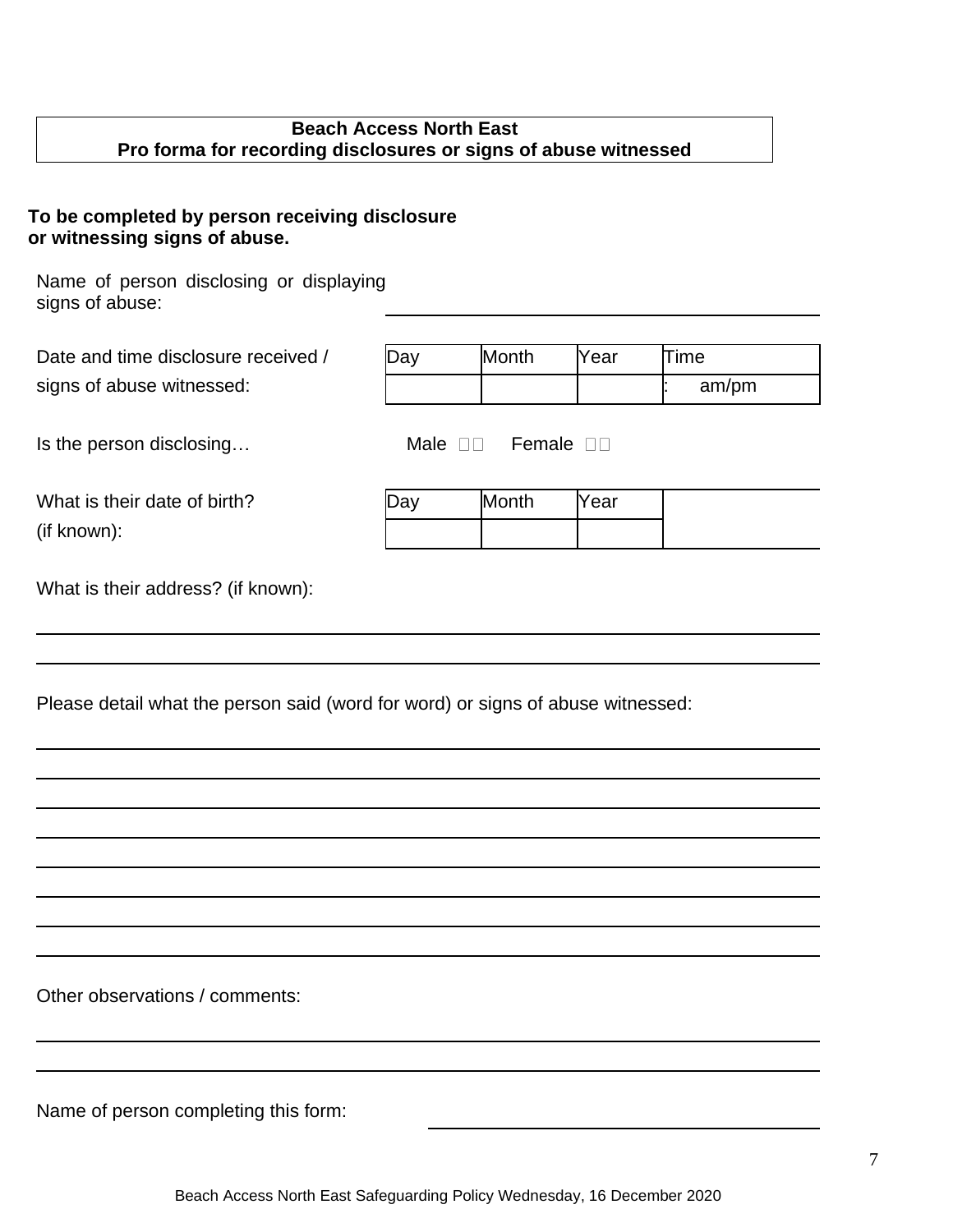**Beach Access North East**
**Pro forma for recording disclosures or signs of abuse witnessed**

**To be completed by person receiving disclosure or witnessing signs of abuse.**

Name of person disclosing or displaying signs of abuse: \_\_\_\_\_\_\_\_\_\_\_\_\_\_\_\_\_\_\_\_\_\_\_\_\_\_\_\_\_\_

Date and time disclosure received / signs of abuse witnessed:

| Day | Month | Year | Time |
|---|---|---|---|
| | | | : am/pm |

Is the person disclosing… Male ☐ Female ☐

What is their date of birth? (if known):

| Day | Month | Year | |
|---|---|---|---|
| | | | |

What is their address? (if known):

\_\_\_\_\_\_\_\_\_\_\_\_\_\_\_\_\_\_\_\_\_\_\_\_\_\_\_\_\_\_\_\_\_\_\_\_\_\_\_\_\_\_\_\_\_\_\_\_\_\_\_\_\_\_\_\_

\_\_\_\_\_\_\_\_\_\_\_\_\_\_\_\_\_\_\_\_\_\_\_\_\_\_\_\_\_\_\_\_\_\_\_\_\_\_\_\_\_\_\_\_\_\_\_\_\_\_\_\_\_\_\_\_

Please detail what the person said (word for word) or signs of abuse witnessed:

\_\_\_\_\_\_\_\_\_\_\_\_\_\_\_\_\_\_\_\_\_\_\_\_\_\_\_\_\_\_\_\_\_\_\_\_\_\_\_\_\_\_\_\_\_\_\_\_\_\_\_\_\_\_\_\_

\_\_\_\_\_\_\_\_\_\_\_\_\_\_\_\_\_\_\_\_\_\_\_\_\_\_\_\_\_\_\_\_\_\_\_\_\_\_\_\_\_\_\_\_\_\_\_\_\_\_\_\_\_\_\_\_

\_\_\_\_\_\_\_\_\_\_\_\_\_\_\_\_\_\_\_\_\_\_\_\_\_\_\_\_\_\_\_\_\_\_\_\_\_\_\_\_\_\_\_\_\_\_\_\_\_\_\_\_\_\_\_\_

\_\_\_\_\_\_\_\_\_\_\_\_\_\_\_\_\_\_\_\_\_\_\_\_\_\_\_\_\_\_\_\_\_\_\_\_\_\_\_\_\_\_\_\_\_\_\_\_\_\_\_\_\_\_\_\_

\_\_\_\_\_\_\_\_\_\_\_\_\_\_\_\_\_\_\_\_\_\_\_\_\_\_\_\_\_\_\_\_\_\_\_\_\_\_\_\_\_\_\_\_\_\_\_\_\_\_\_\_\_\_\_\_

\_\_\_\_\_\_\_\_\_\_\_\_\_\_\_\_\_\_\_\_\_\_\_\_\_\_\_\_\_\_\_\_\_\_\_\_\_\_\_\_\_\_\_\_\_\_\_\_\_\_\_\_\_\_\_\_

\_\_\_\_\_\_\_\_\_\_\_\_\_\_\_\_\_\_\_\_\_\_\_\_\_\_\_\_\_\_\_\_\_\_\_\_\_\_\_\_\_\_\_\_\_\_\_\_\_\_\_\_\_\_\_\_

\_\_\_\_\_\_\_\_\_\_\_\_\_\_\_\_\_\_\_\_\_\_\_\_\_\_\_\_\_\_\_\_\_\_\_\_\_\_\_\_\_\_\_\_\_\_\_\_\_\_\_\_\_\_\_\_

Other observations / comments:

\_\_\_\_\_\_\_\_\_\_\_\_\_\_\_\_\_\_\_\_\_\_\_\_\_\_\_\_\_\_\_\_\_\_\_\_\_\_\_\_\_\_\_\_\_\_\_\_\_\_\_\_\_\_\_\_

\_\_\_\_\_\_\_\_\_\_\_\_\_\_\_\_\_\_\_\_\_\_\_\_\_\_\_\_\_\_\_\_\_\_\_\_\_\_\_\_\_\_\_\_\_\_\_\_\_\_\_\_\_\_\_\_

Name of person completing this form: \_\_\_\_\_\_\_\_\_\_\_\_\_\_\_\_\_\_\_\_\_\_\_\_\_\_\_\_\_\_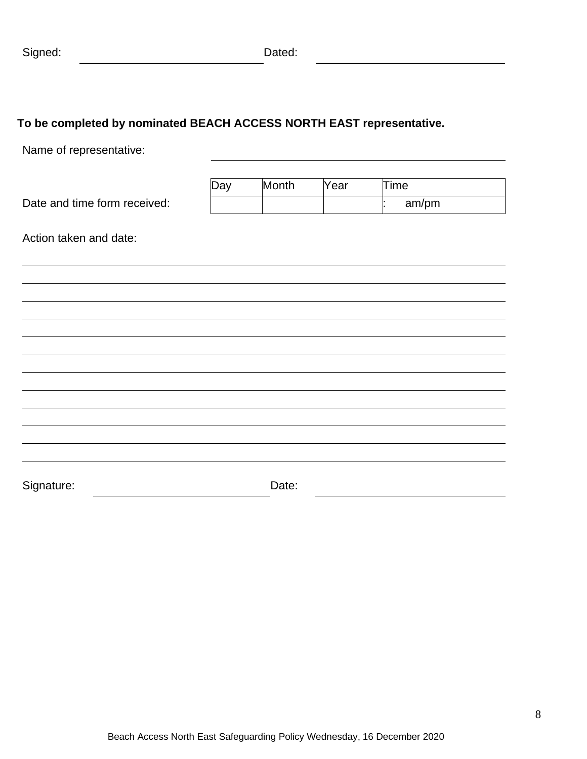Signed: ______________________________ Dated: ______________________________

**To be completed by nominated BEACH ACCESS NORTH EAST representative.**

Name of representative: ______________________________

Date and time form received:

| Day | Month | Year | Time |
|---|---|---|---|
| | | | : am/pm |

Action taken and date:

______________________________________________________________________

______________________________________________________________________

______________________________________________________________________

______________________________________________________________________

______________________________________________________________________

______________________________________________________________________

______________________________________________________________________

______________________________________________________________________

______________________________________________________________________

______________________________________________________________________

______________________________________________________________________

______________________________________________________________________

Signature: ______________________________ Date: ______________________________